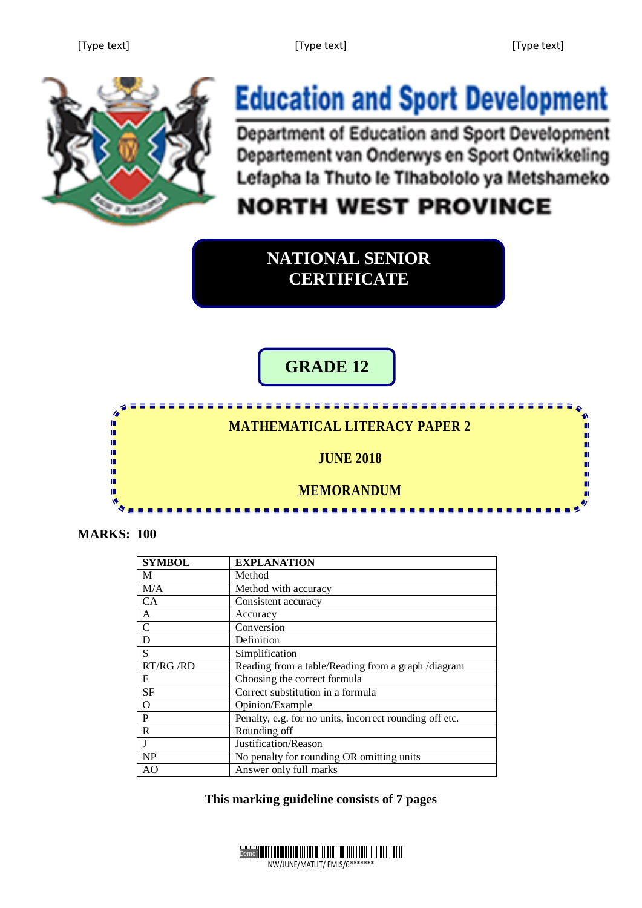# Education and Sport Development

Department of Education and Sport Development
Departement van Onderwys en Sport Ontwikkeling
Lefapha la Thuto le Tlhabololo ya Metshameko

**NORTH WEST PROVINCE**

# NATIONAL SENIOR CERTIFICATE

## GRADE 12

## MATHEMATICAL LITERACY PAPER 2

## JUNE 2018

## MEMORANDUM

**MARKS: 100**

| SYMBOL | EXPLANATION |
|---|---|
| M | Method |
| M/A | Method with accuracy |
| CA | Consistent accuracy |
| A | Accuracy |
| C | Conversion |
| D | Definition |
| S | Simplification |
| RT/RG /RD | Reading from a table/Reading from a graph /diagram |
| F | Choosing the correct formula |
| SF | Correct substitution in a formula |
| O | Opinion/Example |
| P | Penalty, e.g. for no units, incorrect rounding off etc. |
| R | Rounding off |
| J | Justification/Reason |
| NP | No penalty for rounding OR omitting units |
| AO | Answer only full marks |

**This marking guideline consists of 7 pages**

NW/JUNE/MATLIT/ EMIS/6*******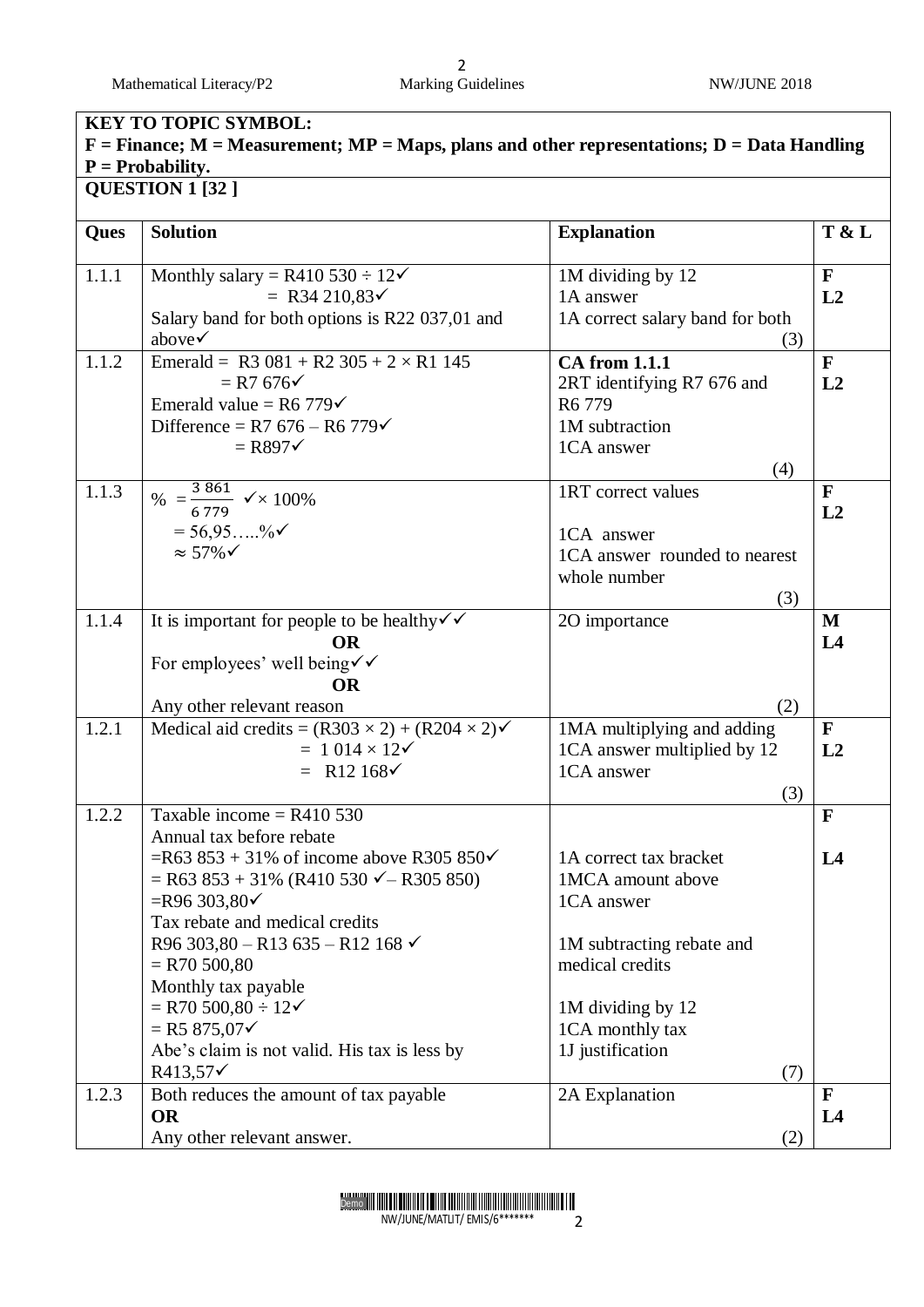**KEY TO TOPIC SYMBOL:**
**F = Finance; M = Measurement; MP = Maps, plans and other representations; D = Data Handling P = Probability.**

**QUESTION 1 [32 ]**

| Ques | Solution | Explanation | T & L |
|---|---|---|---|
| 1.1.1 | Monthly salary = R410 530 ÷ 12✓<br>= R34 210,83✓<br>Salary band for both options is R22 037,01 and above✓ | 1M dividing by 12<br>1A answer<br>1A correct salary band for both<br>(3) | **F**<br>**L2** |
| 1.1.2 | Emerald = R3 081 + R2 305 + 2 × R1 145<br>= R7 676✓<br>Emerald value = R6 779✓<br>Difference = R7 676 – R6 779✓<br>= R897✓ | **CA from 1.1.1**<br>2RT identifying R7 676 and R6 779<br>1M subtraction<br>1CA answer<br>(4) | **F**<br>**L2** |
| 1.1.3 | $\% = \frac{3\ 861}{6\ 779}$ ✓× 100%<br>= 56,95…..%✓<br>≈ 57%✓ | 1RT correct values<br><br>1CA answer<br>1CA answer rounded to nearest whole number<br>(3) | **F**<br>**L2** |
| 1.1.4 | It is important for people to be healthy✓✓<br>**OR**<br>For employees' well being✓✓<br>**OR**<br>Any other relevant reason | 2O importance<br><br><br><br>(2) | **M**<br>**L4** |
| 1.2.1 | Medical aid credits = (R303 × 2) + (R204 × 2)✓<br>= 1 014 × 12✓<br>= R12 168✓ | 1MA multiplying and adding<br>1CA answer multiplied by 12<br>1CA answer<br>(3) | **F**<br>**L2** |
| 1.2.2 | Taxable income = R410 530<br>Annual tax before rebate<br>=R63 853 + 31% of income above R305 850✓<br>= R63 853 + 31% (R410 530 ✓– R305 850)<br>=R96 303,80✓<br>Tax rebate and medical credits<br>R96 303,80 – R13 635 – R12 168 ✓<br>= R70 500,80<br>Monthly tax payable<br>= R70 500,80 ÷ 12✓<br>= R5 875,07✓<br>Abe's claim is not valid. His tax is less by R413,57✓ | <br><br>1A correct tax bracket<br>1MCA amount above<br>1CA answer<br><br>1M subtracting rebate and medical credits<br><br><br>1M dividing by 12<br>1CA monthly tax<br>1J justification<br>(7) | **F**<br><br>**L4** |
| 1.2.3 | Both reduces the amount of tax payable<br>**OR**<br>Any other relevant answer. | 2A Explanation<br><br>(2) | **F**<br>**L4** |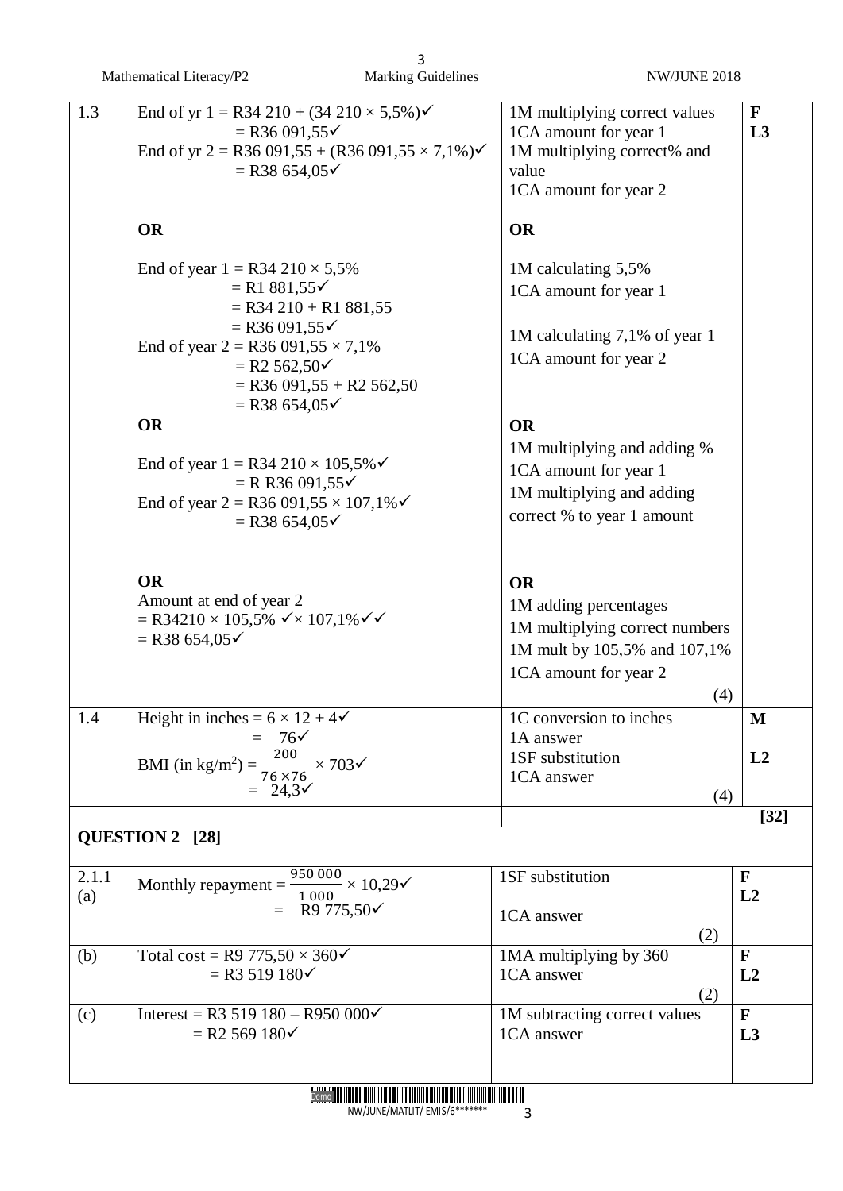| 1.3 | End of yr 1 = R34 210 + (34 210 × 5,5%)✓ <br> = R36 091,55✓ <br> End of yr 2 = R36 091,55 + (R36 091,55 × 7,1%)✓ <br> = R38 654,05✓ <br><br> **OR** <br><br> End of year 1 = R34 210 × 5,5% <br> = R1 881,55✓ <br> = R34 210 + R1 881,55 <br> = R36 091,55✓ <br> End of year 2 = R36 091,55 × 7,1% <br> = R2 562,50✓ <br> = R36 091,55 + R2 562,50 <br> = R38 654,05✓ <br> **OR** <br><br> End of year 1 = R34 210 × 105,5%✓ <br> = R R36 091,55✓ <br> End of year 2 = R36 091,55 × 107,1%✓ <br> = R38 654,05✓ <br><br> **OR** <br> Amount at end of year 2 <br> = R34210 × 105,5% ✓× 107,1%✓✓ <br> = R38 654,05✓ | 1M multiplying correct values <br> 1CA amount for year 1 <br> 1M multiplying correct% and value <br> 1CA amount for year 2 <br><br> **OR** <br><br> 1M calculating 5,5% <br> 1CA amount for year 1 <br><br> 1M calculating 7,1% of year 1 <br> 1CA amount for year 2 <br><br> **OR** <br> 1M multiplying and adding % <br> 1CA amount for year 1 <br> 1M multiplying and adding correct % to year 1 amount <br><br> **OR** <br> 1M adding percentages <br> 1M multiplying correct numbers <br> 1M mult by 105,5% and 107,1% <br> 1CA amount for year 2 <br> (4) | **F** <br> **L3** |
|---|---|---|---|
| 1.4 | Height in inches = 6 × 12 + 4✓ <br> = 76✓ <br> BMI (in kg/m²) = $\frac{200}{76 \times 76} \times 703$✓ <br> = 24,3✓ | 1C conversion to inches <br> 1A answer <br> 1SF substitution <br> 1CA answer <br> (4) | **M** <br><br> **L2** |
| | | | **[32]** |

**QUESTION 2 [28]**

| 2.1.1 (a) | Monthly repayment = $\frac{950\ 000}{1\ 000} \times 10{,}29$✓ <br> = R9 775,50✓ | 1SF substitution <br><br> 1CA answer <br> (2) | **F** <br> **L2** |
|---|---|---|---|
| (b) | Total cost = R9 775,50 × 360✓ <br> = R3 519 180✓ | 1MA multiplying by 360 <br> 1CA answer <br> (2) | **F** <br> **L2** |
| (c) | Interest = R3 519 180 – R950 000✓ <br> = R2 569 180✓ | 1M subtracting correct values <br> 1CA answer | **F** <br> **L3** |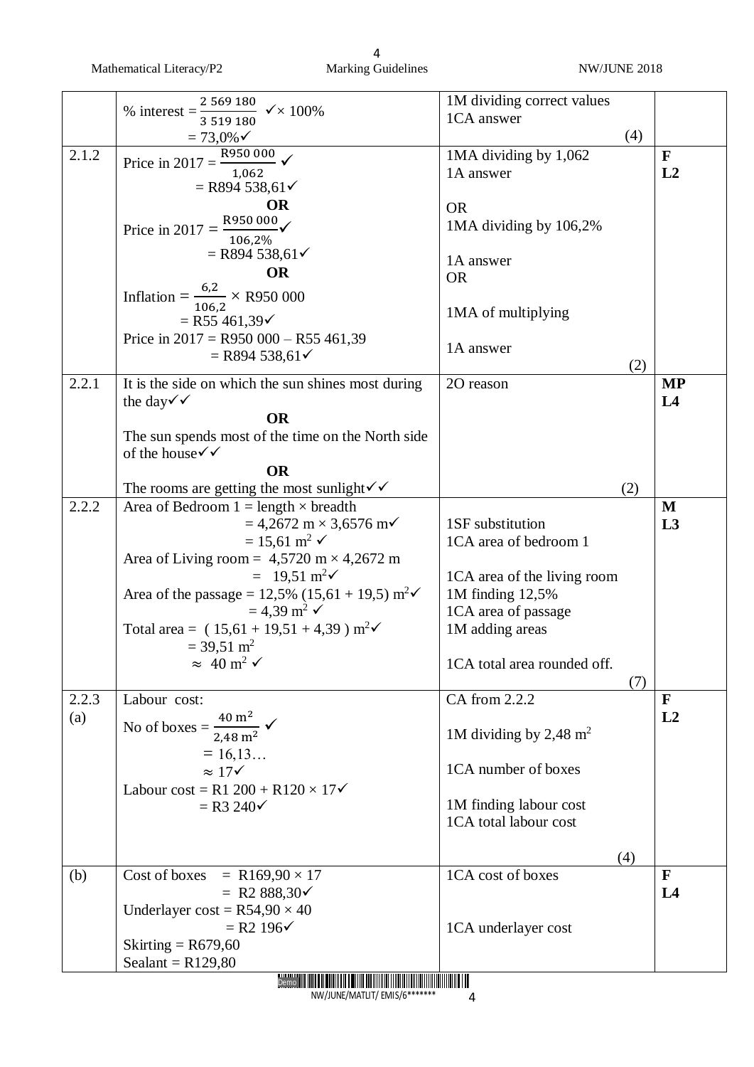| | | | |
|---|---|---|---|
| | % interest = $\frac{2\ 569\ 180}{3\ 519\ 180}$ ✓× 100%<br>= 73,0%✓ | 1M dividing correct values<br>1CA answer<br>(4) | |
| 2.1.2 | Price in 2017 = $\frac{\text{R}950\ 000}{1{,}062}$ ✓<br>= R894 538,61✓<br>**OR**<br>Price in 2017 = $\frac{\text{R}950\ 000}{106{,}2\%}$✓<br>= R894 538,61✓<br>**OR**<br>Inflation = $\frac{6{,}2}{106{,}2}$ × R950 000<br>= R55 461,39✓<br>Price in 2017 = R950 000 – R55 461,39<br>= R894 538,61✓ | 1MA dividing by 1,062<br>1A answer<br><br>OR<br>1MA dividing by 106,2%<br><br>1A answer<br>OR<br><br>1MA of multiplying<br><br>1A answer<br>(2) | **F**<br>**L2** |
| 2.2.1 | It is the side on which the sun shines most during the day✓✓<br>**OR**<br>The sun spends most of the time on the North side of the house✓✓<br>**OR**<br>The rooms are getting the most sunlight✓✓ | 2O reason<br><br><br><br><br><br>(2) | **MP**<br>**L4** |
| 2.2.2 | Area of Bedroom 1 = length × breadth<br>= 4,2672 m × 3,6576 m✓<br>= 15,61 m$^2$ ✓<br>Area of Living room = 4,5720 m × 4,2672 m<br>= 19,51 m$^2$✓<br>Area of the passage = 12,5% (15,61 + 19,5) m$^2$✓<br>= 4,39 m$^2$ ✓<br>Total area = ( 15,61 + 19,51 + 4,39 ) m$^2$✓<br>= 39,51 m$^2$<br>≈ 40 m$^2$ ✓ | <br>1SF substitution<br>1CA area of bedroom 1<br><br>1CA area of the living room<br>1M finding 12,5%<br>1CA area of passage<br>1M adding areas<br><br>1CA total area rounded off.<br>(7) | **M**<br>**L3** |
| 2.2.3<br>(a) | Labour cost:<br>No of boxes = $\frac{40\ \text{m}^2}{2{,}48\ \text{m}^2}$ ✓<br>= 16,13…<br>≈ 17✓<br>Labour cost = R1 200 + R120 × 17✓<br>= R3 240✓ | CA from 2.2.2<br><br>1M dividing by 2,48 m$^2$<br><br>1CA number of boxes<br><br>1M finding labour cost<br>1CA total labour cost<br><br>(4) | **F**<br>**L2** |
| (b) | Cost of boxes = R169,90 × 17<br>= R2 888,30✓<br>Underlayer cost = R54,90 × 40<br>= R2 196✓<br>Skirting = R679,60<br>Sealant = R129,80 | 1CA cost of boxes<br><br><br>1CA underlayer cost | **F**<br>**L4** |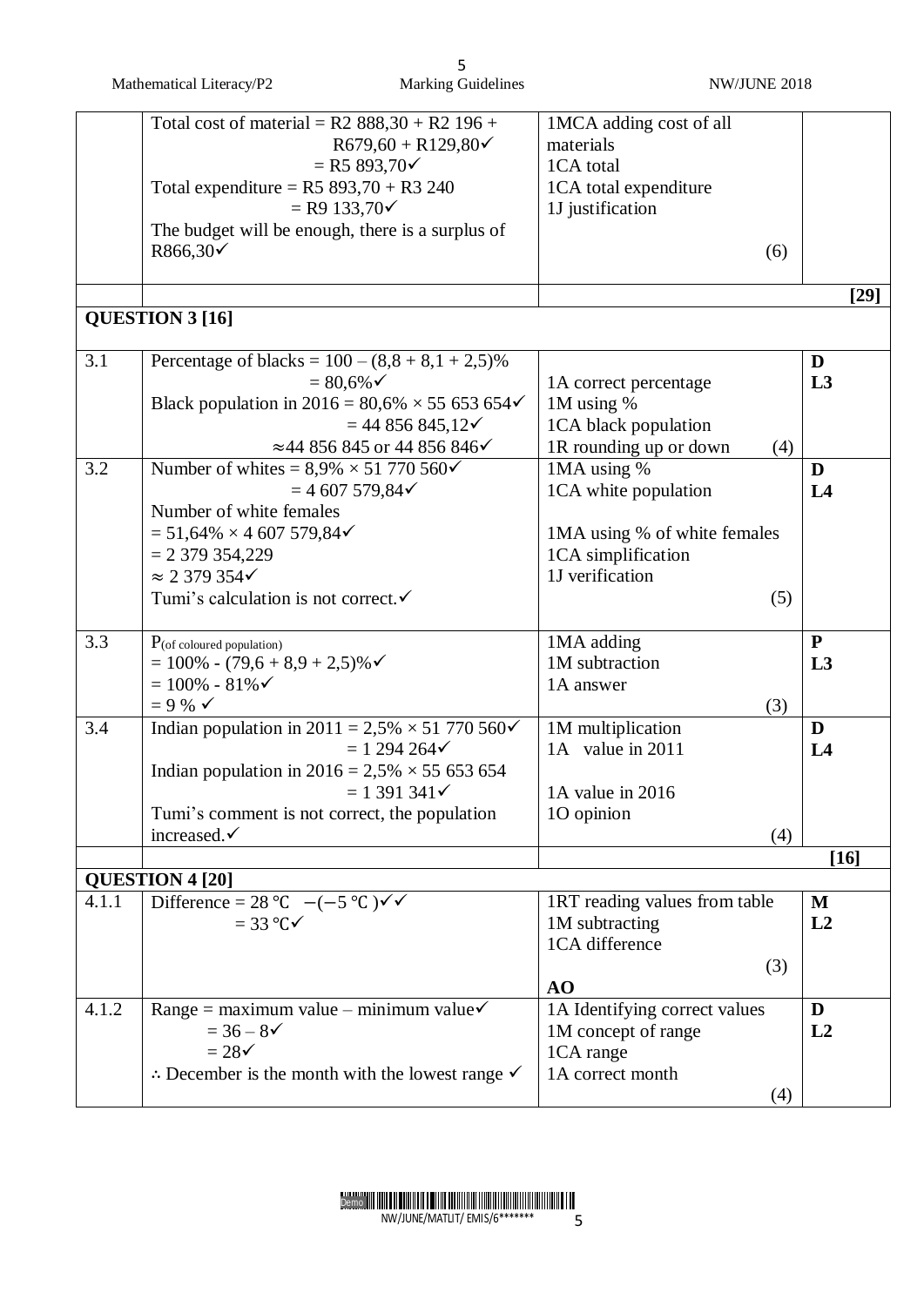| | | | |
|---|---|---|---|
| | Total cost of material = R2 888,30 + R2 196 + R679,60 + R129,80✓<br>= R5 893,70✓<br>Total expenditure = R5 893,70 + R3 240<br>= R9 133,70✓<br>The budget will be enough, there is a surplus of R866,30✓ | 1MCA adding cost of all materials<br>1CA total<br>1CA total expenditure<br>1J justification<br>(6) | |
| | | | **[29]** |
| **QUESTION 3 [16]** | | | |
| 3.1 | Percentage of blacks = 100 – (8,8 + 8,1 + 2,5)%<br>= 80,6%✓<br>Black population in 2016 = 80,6% × 55 653 654✓<br>= 44 856 845,12✓<br>≈44 856 845 or 44 856 846✓ | 1A correct percentage<br>1M using %<br>1CA black population<br>1R rounding up or down (4) | **D**<br>**L3** |
| 3.2 | Number of whites = 8,9% × 51 770 560✓<br>= 4 607 579,84✓<br>Number of white females<br>= 51,64% × 4 607 579,84✓<br>= 2 379 354,229<br>≈ 2 379 354✓<br>Tumi's calculation is not correct.✓ | 1MA using %<br>1CA white population<br><br>1MA using % of white females<br>1CA simplification<br>1J verification<br>(5) | **D**<br>**L4** |
| 3.3 | P(of coloured population)<br>= 100% - (79,6 + 8,9 + 2,5)%✓<br>= 100% - 81%✓<br>= 9 % ✓ | 1MA adding<br>1M subtraction<br>1A answer<br>(3) | **P**<br>**L3** |
| 3.4 | Indian population in 2011 = 2,5% × 51 770 560✓<br>= 1 294 264✓<br>Indian population in 2016 = 2,5% × 55 653 654<br>= 1 391 341✓<br>Tumi's comment is not correct, the population increased.✓ | 1M multiplication<br>1A value in 2011<br><br>1A value in 2016<br>1O opinion<br>(4) | **D**<br>**L4** |
| | | | **[16]** |
| **QUESTION 4 [20]** | | | |
| 4.1.1 | Difference = 28 ℃ −(−5 ℃ )✓✓<br>= 33 ℃✓ | 1RT reading values from table<br>1M subtracting<br>1CA difference<br>(3)<br>**AO** | **M**<br>**L2** |
| 4.1.2 | Range = maximum value – minimum value✓<br>= 36 – 8✓<br>= 28✓<br>∴ December is the month with the lowest range ✓ | 1A Identifying correct values<br>1M concept of range<br>1CA range<br>1A correct month<br>(4) | **D**<br>**L2** |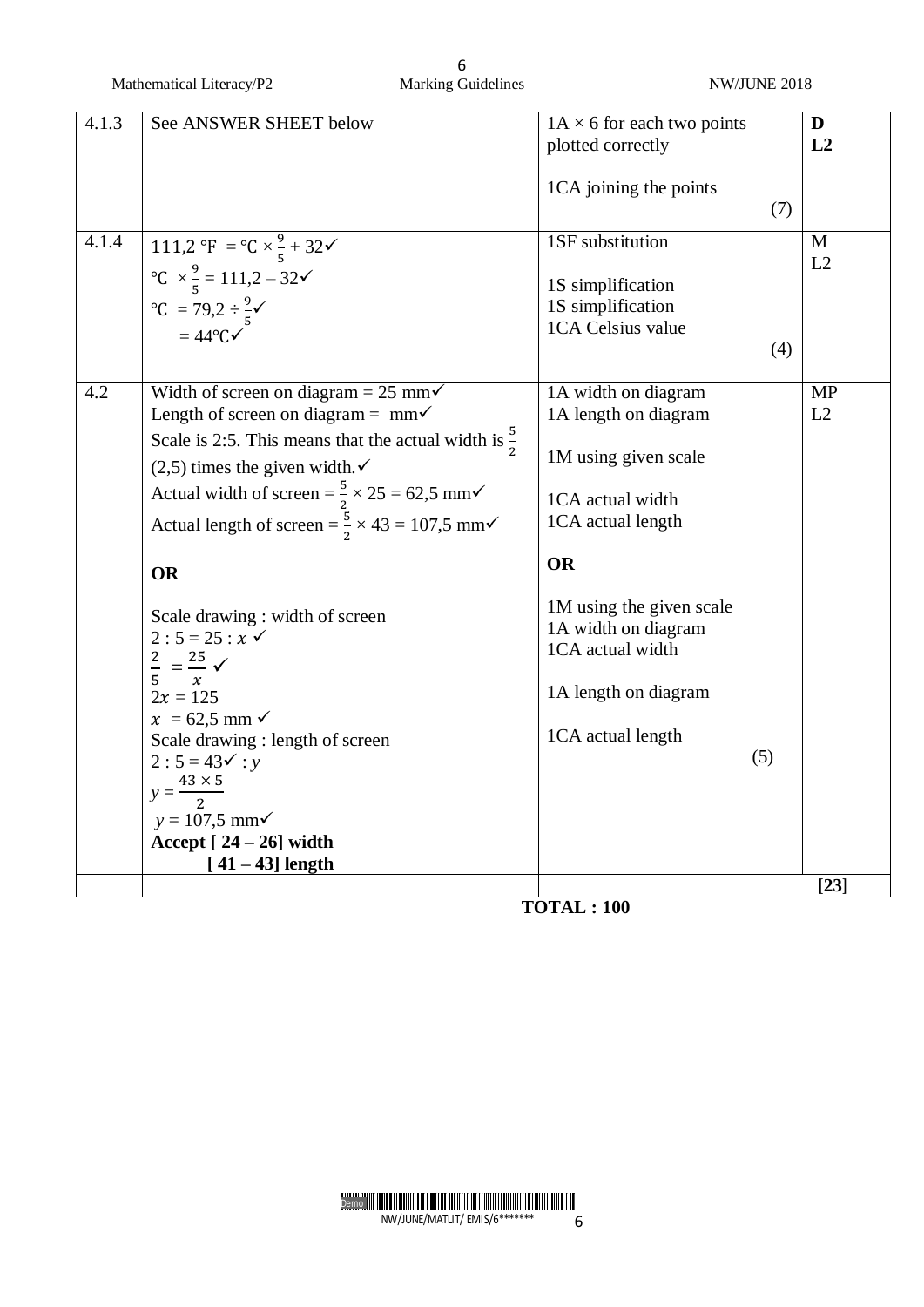| | | | |
|---|---|---|---|
| 4.1.3 | See ANSWER SHEET below | 1A × 6 for each two points plotted correctly<br><br>1CA joining the points<br>(7) | **D**<br>**L2** |
| 4.1.4 | 111,2 ℉ = ℃ × $\frac{9}{5}$ + 32✓<br>℃ × $\frac{9}{5}$ = 111,2 – 32✓<br>℃ = 79,2 ÷ $\frac{9}{5}$✓<br>= 44℃✓ | 1SF substitution<br><br>1S simplification<br>1S simplification<br>1CA Celsius value<br>(4) | M<br>L2 |
| 4.2 | Width of screen on diagram = 25 mm✓<br>Length of screen on diagram = mm✓<br>Scale is 2:5. This means that the actual width is $\frac{5}{2}$ (2,5) times the given width.✓<br>Actual width of screen = $\frac{5}{2}$ × 25 = 62,5 mm✓<br>Actual length of screen = $\frac{5}{2}$ × 43 = 107,5 mm✓<br><br>**OR**<br><br>Scale drawing : width of screen<br>2 : 5 = 25 : $x$ ✓<br>$\frac{2}{5} = \frac{25}{x}$ ✓<br>2$x$ = 125<br>$x$ = 62,5 mm ✓<br>Scale drawing : length of screen<br>2 : 5 = 43✓ : $y$<br>$y = \frac{43 \times 5}{2}$<br>$y$ = 107,5 mm✓<br>**Accept [ 24 – 26] width**<br>**[ 41 – 43] length** | 1A width on diagram<br>1A length on diagram<br><br>1M using given scale<br><br>1CA actual width<br>1CA actual length<br><br>**OR**<br><br>1M using the given scale<br>1A width on diagram<br>1CA actual width<br><br>1A length on diagram<br><br>1CA actual length<br>(5) | MP<br>L2 |
| | | | **[23]** |

**TOTAL : 100**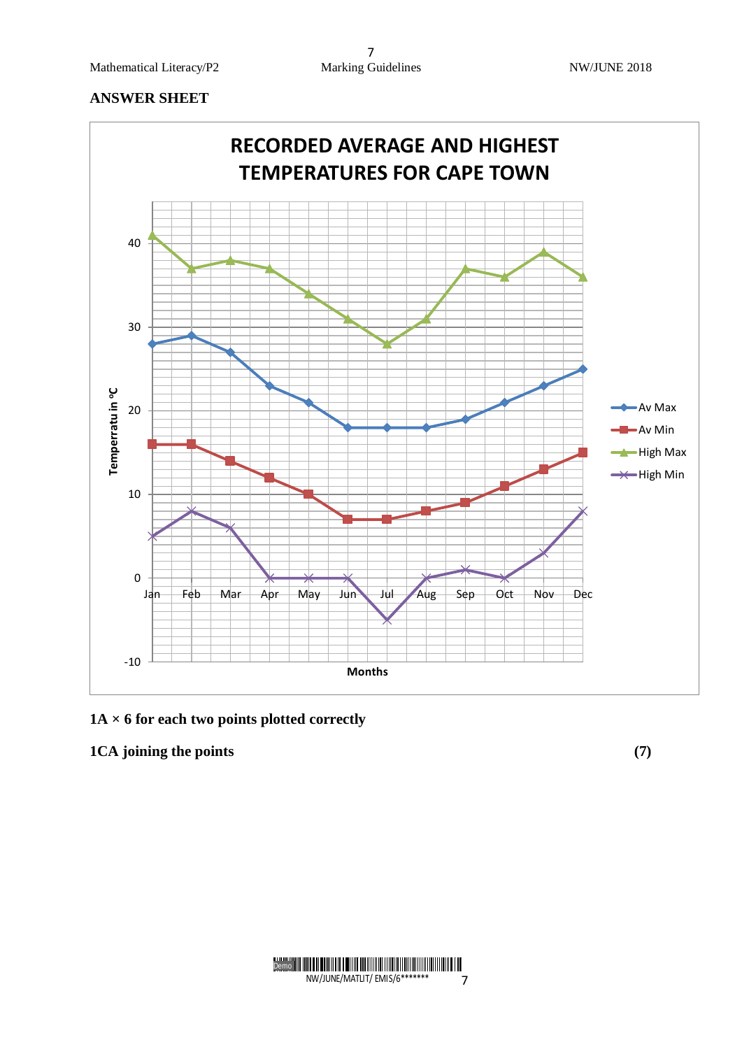## ANSWER SHEET

RECORDED AVERAGE AND HIGHEST TEMPERATURES FOR CAPE TOWN

Temperratu in ºC

40

30

20

10

0

-10

Jan Feb Mar Apr May Jun Jul Aug Sep Oct Nov Dec

Months

Av Max

Av Min

High Max

High Min

**1A × 6 for each two points plotted correctly**

**1CA joining the points** **(7)**